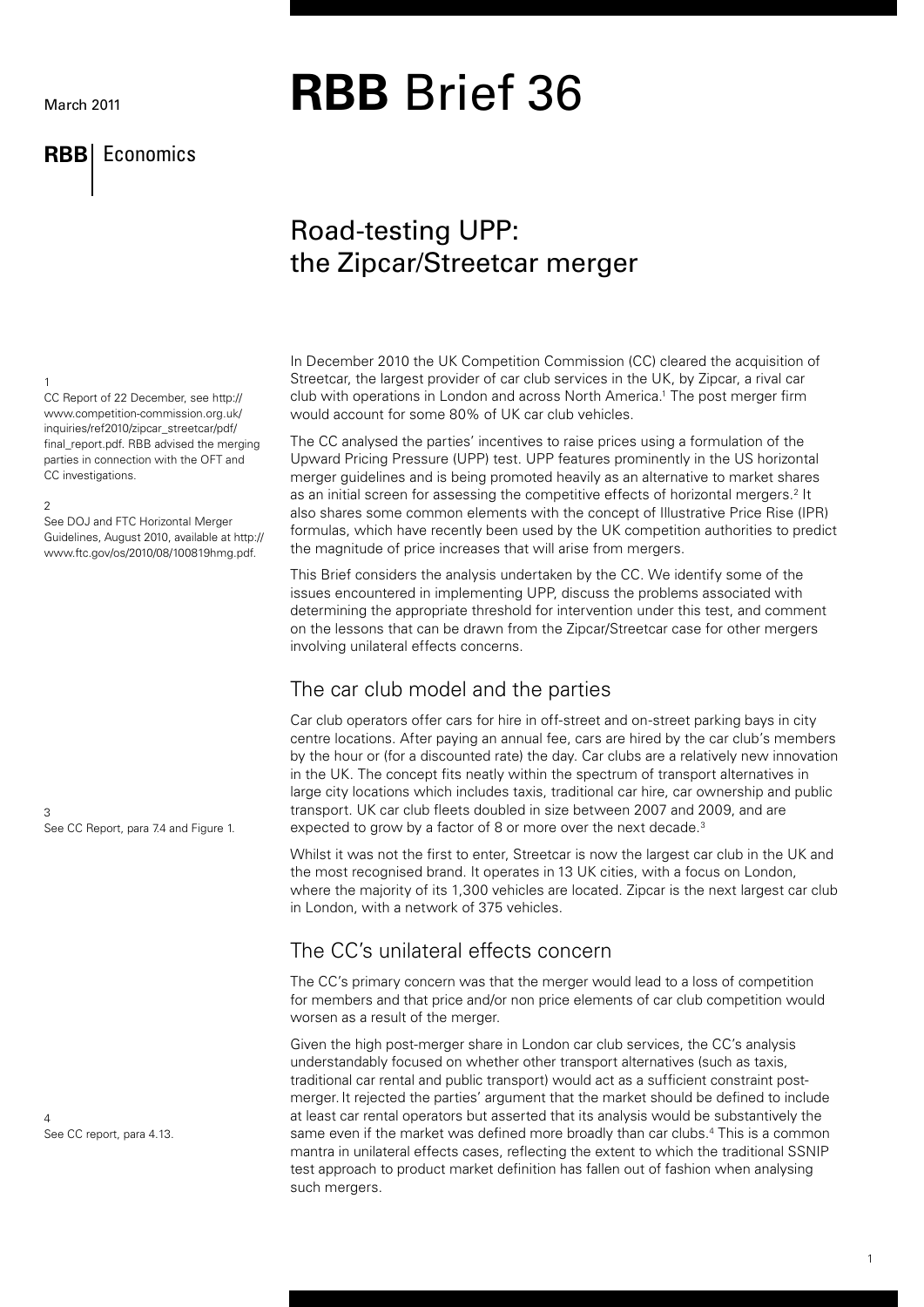March 2011

**RBB** Economics

# **RBB** Brief 36

## Road-testing UPP: the Zipcar/Streetcar merger

In December 2010 the UK Competition Commission (CC) cleared the acquisition of Streetcar, the largest provider of car club services in the UK, by Zipcar, a rival car club with operations in London and across North America.[1] The post merger firm would account for some 80% of UK car club vehicles.

The CC analysed the parties' incentives to raise prices using a formulation of the Upward Pricing Pressure (UPP) test. UPP features prominently in the US horizontal merger guidelines and is being promoted heavily as an alternative to market shares as an initial screen for assessing the competitive effects of horizontal mergers.[2] It also shares some common elements with the concept of Illustrative Price Rise (IPR) formulas, which have recently been used by the UK competition authorities to predict the magnitude of price increases that will arise from mergers.

This Brief considers the analysis undertaken by the CC. We identify some of the issues encountered in implementing UPP, discuss the problems associated with determining the appropriate threshold for intervention under this test, and comment on the lessons that can be drawn from the Zipcar/Streetcar case for other mergers involving unilateral effects concerns.

### The car club model and the parties

Car club operators offer cars for hire in off-street and on-street parking bays in city centre locations. After paying an annual fee, cars are hired by the car club's members by the hour or (for a discounted rate) the day. Car clubs are a relatively new innovation in the UK. The concept fits neatly within the spectrum of transport alternatives in large city locations which includes taxis, traditional car hire, car ownership and public transport. UK car club fleets doubled in size between 2007 and 2009, and are expected to grow by a factor of 8 or more over the next decade.[3]

Whilst it was not the first to enter, Streetcar is now the largest car club in the UK and the most recognised brand. It operates in 13 UK cities, with a focus on London, where the majority of its 1,300 vehicles are located. Zipcar is the next largest car club in London, with a network of 375 vehicles.

### The CC's unilateral effects concern

The CC's primary concern was that the merger would lead to a loss of competition for members and that price and/or non price elements of car club competition would worsen as a result of the merger.

Given the high post-merger share in London car club services, the CC's analysis understandably focused on whether other transport alternatives (such as taxis, traditional car rental and public transport) would act as a sufficient constraint post-merger. It rejected the parties' argument that the market should be defined to include at least car rental operators but asserted that its analysis would be substantively the same even if the market was defined more broadly than car clubs.[4] This is a common mantra in unilateral effects cases, reflecting the extent to which the traditional SSNIP test approach to product market definition has fallen out of fashion when analysing such mergers.

---

[1] CC Report of 22 December, see http://www.competition-commission.org.uk/inquiries/ref2010/zipcar_streetcar/pdf/final_report.pdf. RBB advised the merging parties in connection with the OFT and CC investigations.

[2] See DOJ and FTC Horizontal Merger Guidelines, August 2010, available at http://www.ftc.gov/os/2010/08/100819hmg.pdf.

[3] See CC Report, para 7.4 and Figure 1.

[4] See CC report, para 4.13.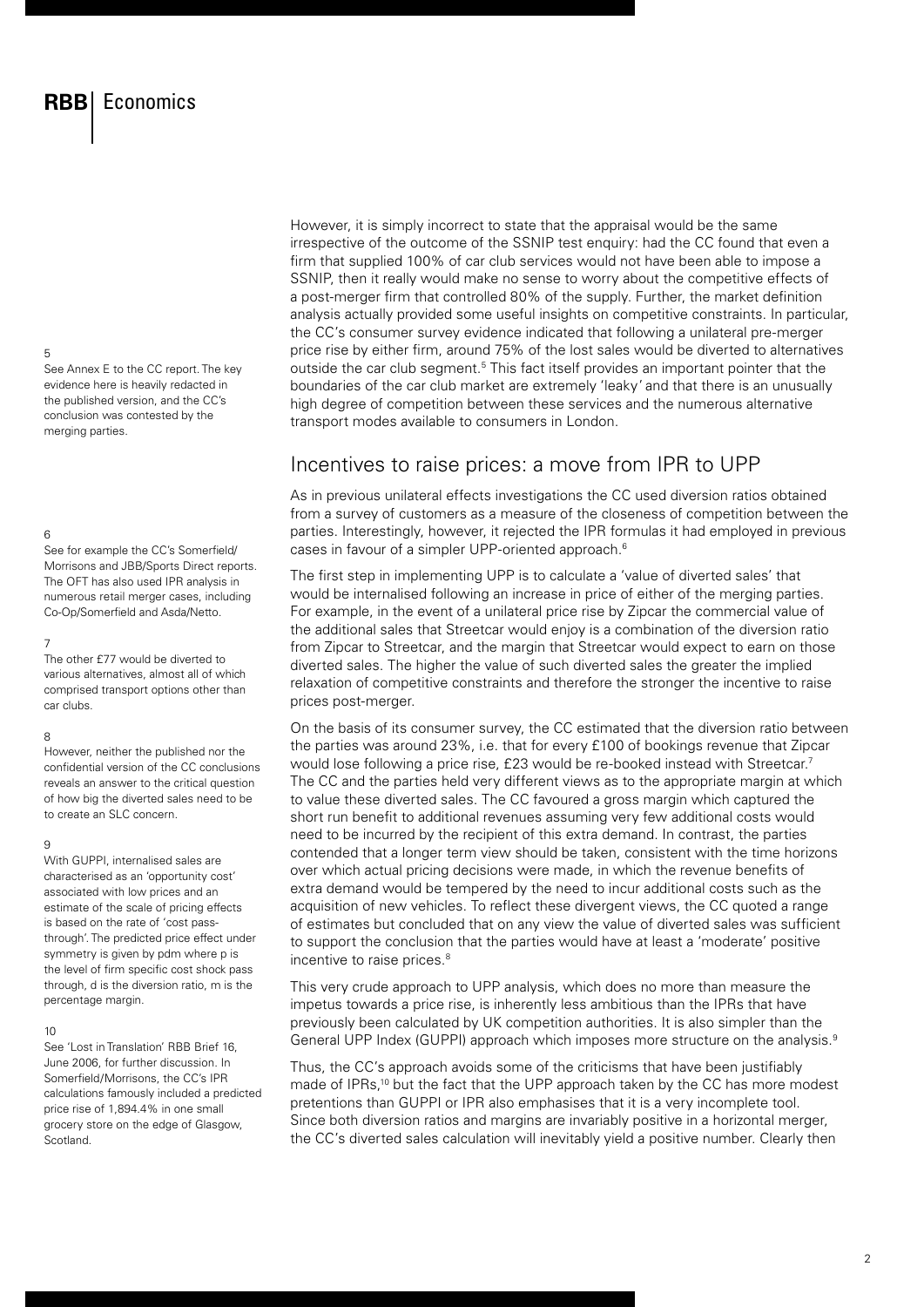However, it is simply incorrect to state that the appraisal would be the same irrespective of the outcome of the SSNIP test enquiry: had the CC found that even a firm that supplied 100% of car club services would not have been able to impose a SSNIP, then it really would make no sense to worry about the competitive effects of a post-merger firm that controlled 80% of the supply. Further, the market definition analysis actually provided some useful insights on competitive constraints. In particular, the CC's consumer survey evidence indicated that following a unilateral pre-merger price rise by either firm, around 75% of the lost sales would be diverted to alternatives outside the car club segment.[5] This fact itself provides an important pointer that the boundaries of the car club market are extremely 'leaky' and that there is an unusually high degree of competition between these services and the numerous alternative transport modes available to consumers in London.

## Incentives to raise prices: a move from IPR to UPP

As in previous unilateral effects investigations the CC used diversion ratios obtained from a survey of customers as a measure of the closeness of competition between the parties. Interestingly, however, it rejected the IPR formulas it had employed in previous cases in favour of a simpler UPP-oriented approach.[6]

The first step in implementing UPP is to calculate a 'value of diverted sales' that would be internalised following an increase in price of either of the merging parties. For example, in the event of a unilateral price rise by Zipcar the commercial value of the additional sales that Streetcar would enjoy is a combination of the diversion ratio from Zipcar to Streetcar, and the margin that Streetcar would expect to earn on those diverted sales. The higher the value of such diverted sales the greater the implied relaxation of competitive constraints and therefore the stronger the incentive to raise prices post-merger.

On the basis of its consumer survey, the CC estimated that the diversion ratio between the parties was around 23%, i.e. that for every £100 of bookings revenue that Zipcar would lose following a price rise, £23 would be re-booked instead with Streetcar.[7] The CC and the parties held very different views as to the appropriate margin at which to value these diverted sales. The CC favoured a gross margin which captured the short run benefit to additional revenues assuming very few additional costs would need to be incurred by the recipient of this extra demand. In contrast, the parties contended that a longer term view should be taken, consistent with the time horizons over which actual pricing decisions were made, in which the revenue benefits of extra demand would be tempered by the need to incur additional costs such as the acquisition of new vehicles. To reflect these divergent views, the CC quoted a range of estimates but concluded that on any view the value of diverted sales was sufficient to support the conclusion that the parties would have at least a 'moderate' positive incentive to raise prices.[8]

This very crude approach to UPP analysis, which does no more than measure the impetus towards a price rise, is inherently less ambitious than the IPRs that have previously been calculated by UK competition authorities. It is also simpler than the General UPP Index (GUPPI) approach which imposes more structure on the analysis.[9]

Thus, the CC's approach avoids some of the criticisms that have been justifiably made of IPRs,[10] but the fact that the UPP approach taken by the CC has more modest pretentions than GUPPI or IPR also emphasises that it is a very incomplete tool. Since both diversion ratios and margins are invariably positive in a horizontal merger, the CC's diverted sales calculation will inevitably yield a positive number. Clearly then

---

[5] See Annex E to the CC report. The key evidence here is heavily redacted in the published version, and the CC's conclusion was contested by the merging parties.

[6] See for example the CC's Somerfield/Morrisons and JBB/Sports Direct reports. The OFT has also used IPR analysis in numerous retail merger cases, including Co-Op/Somerfield and Asda/Netto.

[7] The other £77 would be diverted to various alternatives, almost all of which comprised transport options other than car clubs.

[8] However, neither the published nor the confidential version of the CC conclusions reveals an answer to the critical question of how big the diverted sales need to be to create an SLC concern.

[9] With GUPPI, internalised sales are characterised as an 'opportunity cost' associated with low prices and an estimate of the scale of pricing effects is based on the rate of 'cost pass-through'. The predicted price effect under symmetry is given by $pdm$ where $p$ is the level of firm specific cost shock pass through, $d$ is the diversion ratio, $m$ is the percentage margin.

[10] See 'Lost in Translation' RBB Brief 16, June 2006, for further discussion. In Somerfield/Morrisons, the CC's IPR calculations famously included a predicted price rise of 1,894.4% in one small grocery store on the edge of Glasgow, Scotland.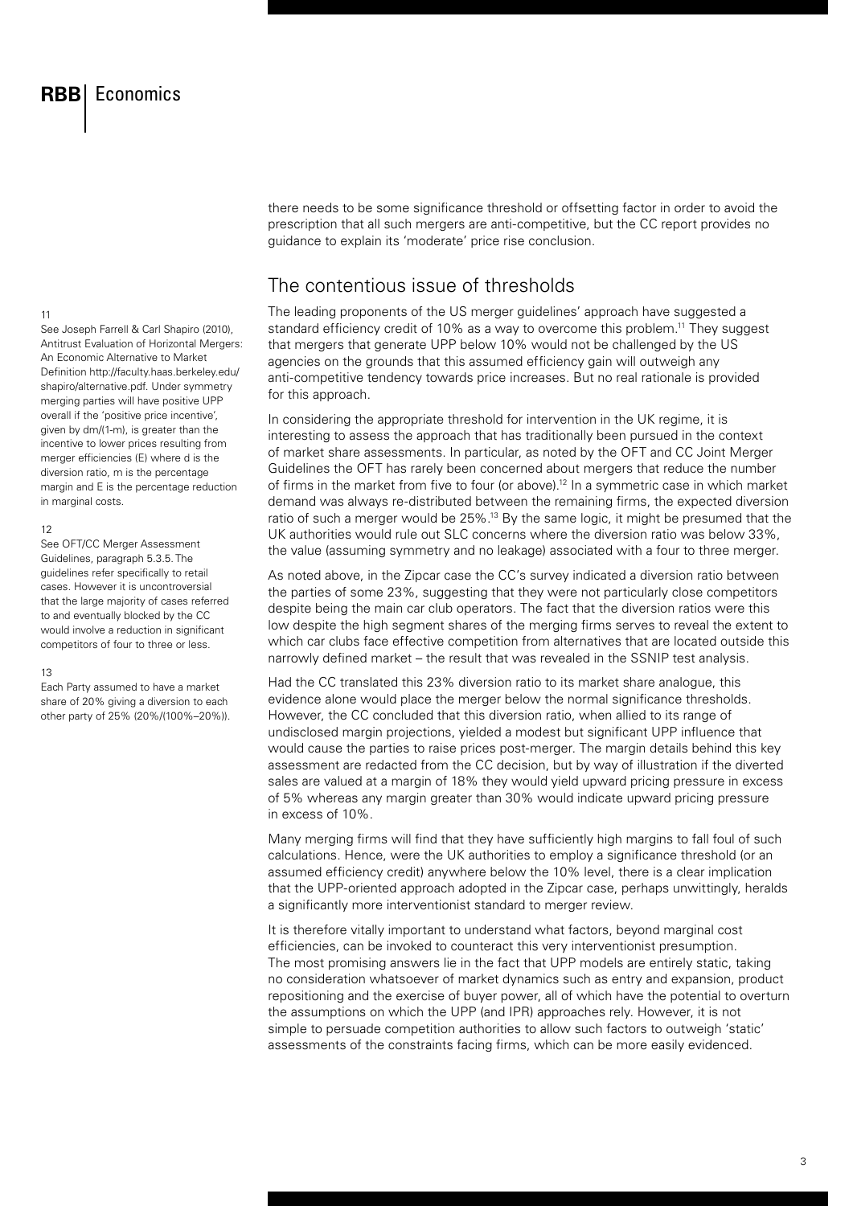there needs to be some significance threshold or offsetting factor in order to avoid the prescription that all such mergers are anti-competitive, but the CC report provides no guidance to explain its 'moderate' price rise conclusion.

## The contentious issue of thresholds

The leading proponents of the US merger guidelines' approach have suggested a standard efficiency credit of 10% as a way to overcome this problem.[11] They suggest that mergers that generate UPP below 10% would not be challenged by the US agencies on the grounds that this assumed efficiency gain will outweigh any anti-competitive tendency towards price increases. But no real rationale is provided for this approach.

In considering the appropriate threshold for intervention in the UK regime, it is interesting to assess the approach that has traditionally been pursued in the context of market share assessments. In particular, as noted by the OFT and CC Joint Merger Guidelines the OFT has rarely been concerned about mergers that reduce the number of firms in the market from five to four (or above).[12] In a symmetric case in which market demand was always re-distributed between the remaining firms, the expected diversion ratio of such a merger would be 25%.[13] By the same logic, it might be presumed that the UK authorities would rule out SLC concerns where the diversion ratio was below 33%, the value (assuming symmetry and no leakage) associated with a four to three merger.

As noted above, in the Zipcar case the CC's survey indicated a diversion ratio between the parties of some 23%, suggesting that they were not particularly close competitors despite being the main car club operators. The fact that the diversion ratios were this low despite the high segment shares of the merging firms serves to reveal the extent to which car clubs face effective competition from alternatives that are located outside this narrowly defined market – the result that was revealed in the SSNIP test analysis.

Had the CC translated this 23% diversion ratio to its market share analogue, this evidence alone would place the merger below the normal significance thresholds. However, the CC concluded that this diversion ratio, when allied to its range of undisclosed margin projections, yielded a modest but significant UPP influence that would cause the parties to raise prices post-merger. The margin details behind this key assessment are redacted from the CC decision, but by way of illustration if the diverted sales are valued at a margin of 18% they would yield upward pricing pressure in excess of 5% whereas any margin greater than 30% would indicate upward pricing pressure in excess of 10%.

Many merging firms will find that they have sufficiently high margins to fall foul of such calculations. Hence, were the UK authorities to employ a significance threshold (or an assumed efficiency credit) anywhere below the 10% level, there is a clear implication that the UPP-oriented approach adopted in the Zipcar case, perhaps unwittingly, heralds a significantly more interventionist standard to merger review.

It is therefore vitally important to understand what factors, beyond marginal cost efficiencies, can be invoked to counteract this very interventionist presumption. The most promising answers lie in the fact that UPP models are entirely static, taking no consideration whatsoever of market dynamics such as entry and expansion, product repositioning and the exercise of buyer power, all of which have the potential to overturn the assumptions on which the UPP (and IPR) approaches rely. However, it is not simple to persuade competition authorities to allow such factors to outweigh 'static' assessments of the constraints facing firms, which can be more easily evidenced.

---

11
See Joseph Farrell & Carl Shapiro (2010), Antitrust Evaluation of Horizontal Mergers: An Economic Alternative to Market Definition http://faculty.haas.berkeley.edu/shapiro/alternative.pdf. Under symmetry merging parties will have positive UPP overall if the 'positive price incentive', given by $dm/(1-m)$, is greater than the incentive to lower prices resulting from merger efficiencies (E) where d is the diversion ratio, m is the percentage margin and E is the percentage reduction in marginal costs.

12
See OFT/CC Merger Assessment Guidelines, paragraph 5.3.5. The guidelines refer specifically to retail cases. However it is uncontroversial that the large majority of cases referred to and eventually blocked by the CC would involve a reduction in significant competitors of four to three or less.

13
Each Party assumed to have a market share of 20% giving a diversion to each other party of 25% (20%/(100%–20%)).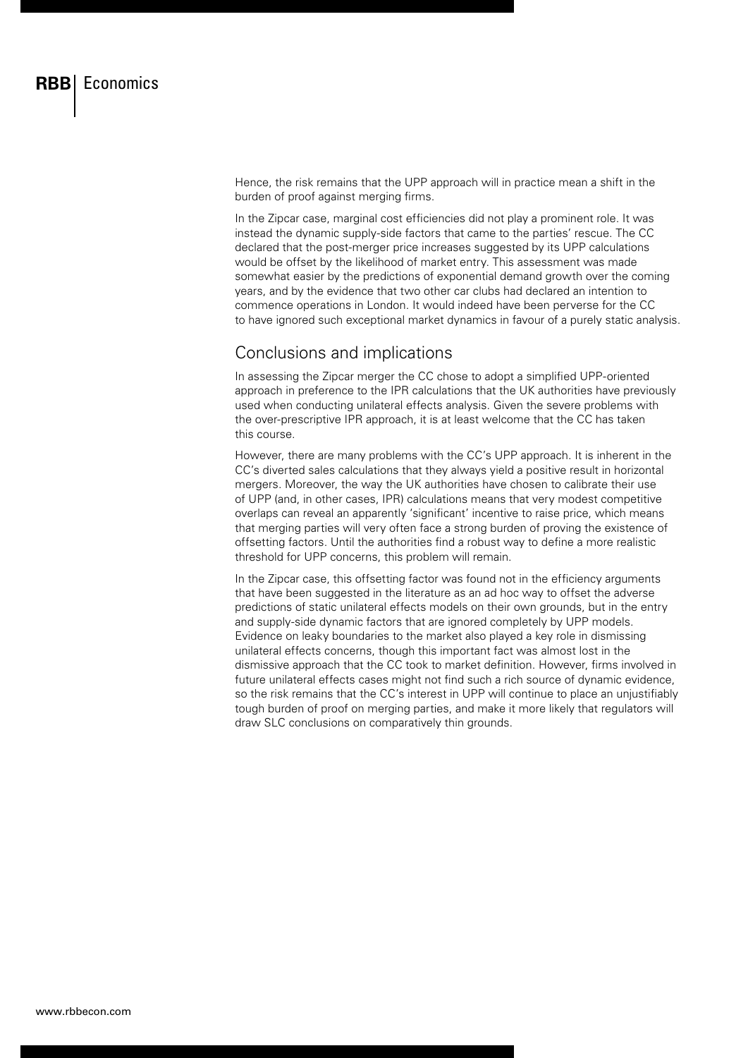Hence, the risk remains that the UPP approach will in practice mean a shift in the burden of proof against merging firms.

In the Zipcar case, marginal cost efficiencies did not play a prominent role. It was instead the dynamic supply-side factors that came to the parties' rescue. The CC declared that the post-merger price increases suggested by its UPP calculations would be offset by the likelihood of market entry. This assessment was made somewhat easier by the predictions of exponential demand growth over the coming years, and by the evidence that two other car clubs had declared an intention to commence operations in London. It would indeed have been perverse for the CC to have ignored such exceptional market dynamics in favour of a purely static analysis.

## Conclusions and implications

In assessing the Zipcar merger the CC chose to adopt a simplified UPP-oriented approach in preference to the IPR calculations that the UK authorities have previously used when conducting unilateral effects analysis. Given the severe problems with the over-prescriptive IPR approach, it is at least welcome that the CC has taken this course.

However, there are many problems with the CC's UPP approach. It is inherent in the CC's diverted sales calculations that they always yield a positive result in horizontal mergers. Moreover, the way the UK authorities have chosen to calibrate their use of UPP (and, in other cases, IPR) calculations means that very modest competitive overlaps can reveal an apparently 'significant' incentive to raise price, which means that merging parties will very often face a strong burden of proving the existence of offsetting factors. Until the authorities find a robust way to define a more realistic threshold for UPP concerns, this problem will remain.

In the Zipcar case, this offsetting factor was found not in the efficiency arguments that have been suggested in the literature as an ad hoc way to offset the adverse predictions of static unilateral effects models on their own grounds, but in the entry and supply-side dynamic factors that are ignored completely by UPP models. Evidence on leaky boundaries to the market also played a key role in dismissing unilateral effects concerns, though this important fact was almost lost in the dismissive approach that the CC took to market definition. However, firms involved in future unilateral effects cases might not find such a rich source of dynamic evidence, so the risk remains that the CC's interest in UPP will continue to place an unjustifiably tough burden of proof on merging parties, and make it more likely that regulators will draw SLC conclusions on comparatively thin grounds.